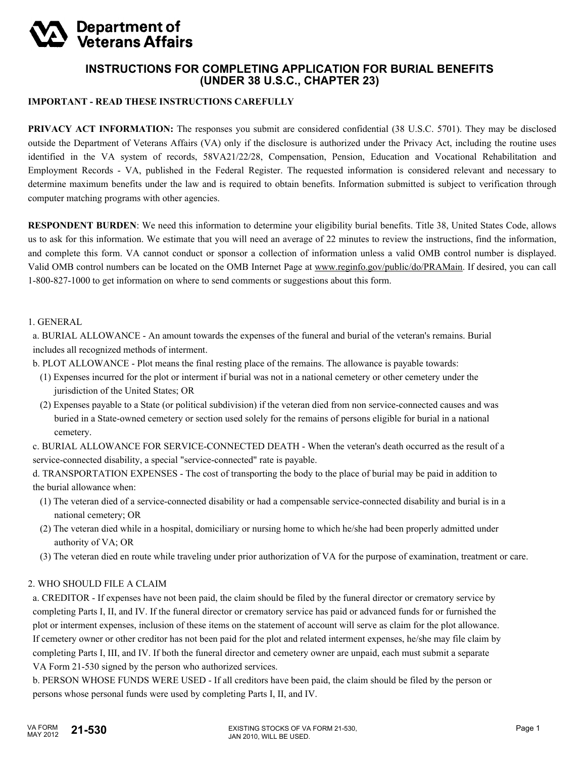**Department of Veterans Affairs**

# INSTRUCTIONS FOR COMPLETING APPLICATION FOR BURIAL BENEFITS (UNDER 38 U.S.C., CHAPTER 23)

**IMPORTANT - READ THESE INSTRUCTIONS CAREFULLY**

**PRIVACY ACT INFORMATION:** The responses you submit are considered confidential (38 U.S.C. 5701). They may be disclosed outside the Department of Veterans Affairs (VA) only if the disclosure is authorized under the Privacy Act, including the routine uses identified in the VA system of records, 58VA21/22/28, Compensation, Pension, Education and Vocational Rehabilitation and Employment Records - VA, published in the Federal Register. The requested information is considered relevant and necessary to determine maximum benefits under the law and is required to obtain benefits. Information submitted is subject to verification through computer matching programs with other agencies.

**RESPONDENT BURDEN**: We need this information to determine your eligibility burial benefits. Title 38, United States Code, allows us to ask for this information. We estimate that you will need an average of 22 minutes to review the instructions, find the information, and complete this form. VA cannot conduct or sponsor a collection of information unless a valid OMB control number is displayed. Valid OMB control numbers can be located on the OMB Internet Page at www.reginfo.gov/public/do/PRAMain. If desired, you can call 1-800-827-1000 to get information on where to send comments or suggestions about this form.

1. GENERAL

a. BURIAL ALLOWANCE - An amount towards the expenses of the funeral and burial of the veteran's remains. Burial includes all recognized methods of interment.

b. PLOT ALLOWANCE - Plot means the final resting place of the remains. The allowance is payable towards:

(1) Expenses incurred for the plot or interment if burial was not in a national cemetery or other cemetery under the jurisdiction of the United States; OR

(2) Expenses payable to a State (or political subdivision) if the veteran died from non service-connected causes and was buried in a State-owned cemetery or section used solely for the remains of persons eligible for burial in a national cemetery.

c. BURIAL ALLOWANCE FOR SERVICE-CONNECTED DEATH - When the veteran's death occurred as the result of a service-connected disability, a special "service-connected" rate is payable.

d. TRANSPORTATION EXPENSES - The cost of transporting the body to the place of burial may be paid in addition to the burial allowance when:

(1) The veteran died of a service-connected disability or had a compensable service-connected disability and burial is in a national cemetery; OR

(2) The veteran died while in a hospital, domiciliary or nursing home to which he/she had been properly admitted under authority of VA; OR

(3) The veteran died en route while traveling under prior authorization of VA for the purpose of examination, treatment or care.

2. WHO SHOULD FILE A CLAIM

a. CREDITOR - If expenses have not been paid, the claim should be filed by the funeral director or crematory service by completing Parts I, II, and IV. If the funeral director or crematory service has paid or advanced funds for or furnished the plot or interment expenses, inclusion of these items on the statement of account will serve as claim for the plot allowance. If cemetery owner or other creditor has not been paid for the plot and related interment expenses, he/she may file claim by completing Parts I, III, and IV. If both the funeral director and cemetery owner are unpaid, each must submit a separate VA Form 21-530 signed by the person who authorized services.

b. PERSON WHOSE FUNDS WERE USED - If all creditors have been paid, the claim should be filed by the person or persons whose personal funds were used by completing Parts I, II, and IV.

VA FORM MAY 2012 **21-530** EXISTING STOCKS OF VA FORM 21-530, JAN 2010, WILL BE USED.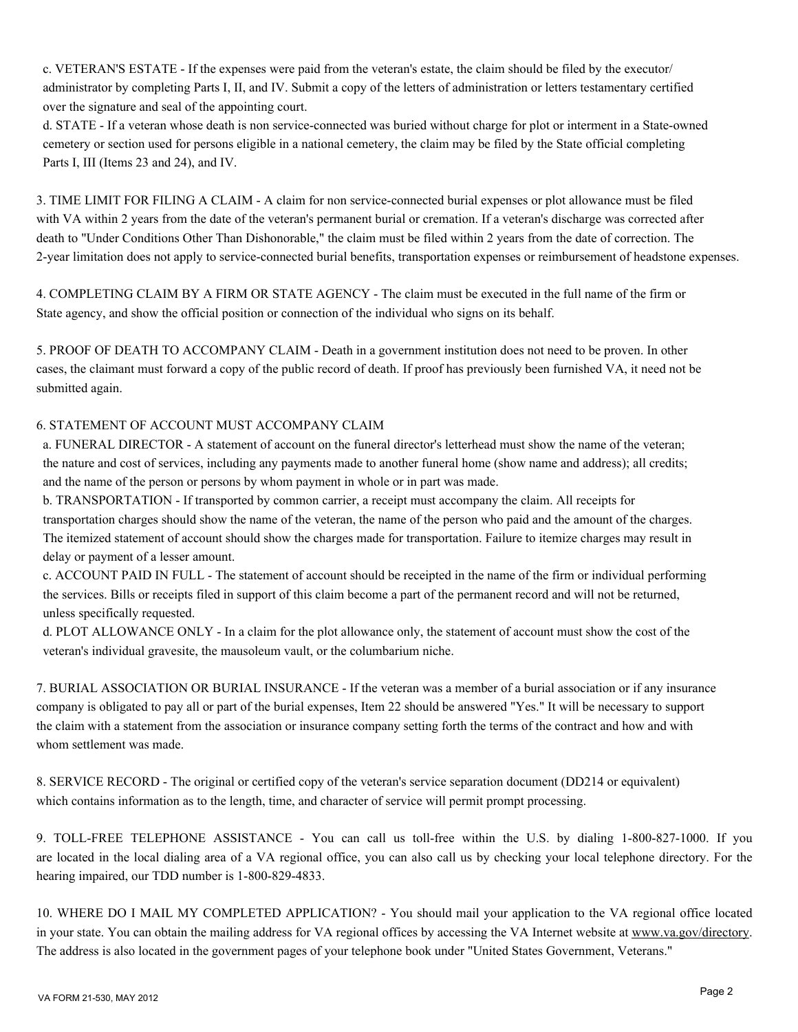c. VETERAN'S ESTATE - If the expenses were paid from the veteran's estate, the claim should be filed by the executor/ administrator by completing Parts I, II, and IV. Submit a copy of the letters of administration or letters testamentary certified over the signature and seal of the appointing court.

d. STATE - If a veteran whose death is non service-connected was buried without charge for plot or interment in a State-owned cemetery or section used for persons eligible in a national cemetery, the claim may be filed by the State official completing Parts I, III (Items 23 and 24), and IV.

3. TIME LIMIT FOR FILING A CLAIM - A claim for non service-connected burial expenses or plot allowance must be filed with VA within 2 years from the date of the veteran's permanent burial or cremation. If a veteran's discharge was corrected after death to "Under Conditions Other Than Dishonorable," the claim must be filed within 2 years from the date of correction. The 2-year limitation does not apply to service-connected burial benefits, transportation expenses or reimbursement of headstone expenses.

4. COMPLETING CLAIM BY A FIRM OR STATE AGENCY - The claim must be executed in the full name of the firm or State agency, and show the official position or connection of the individual who signs on its behalf.

5. PROOF OF DEATH TO ACCOMPANY CLAIM - Death in a government institution does not need to be proven. In other cases, the claimant must forward a copy of the public record of death. If proof has previously been furnished VA, it need not be submitted again.

6. STATEMENT OF ACCOUNT MUST ACCOMPANY CLAIM

a. FUNERAL DIRECTOR - A statement of account on the funeral director's letterhead must show the name of the veteran; the nature and cost of services, including any payments made to another funeral home (show name and address); all credits; and the name of the person or persons by whom payment in whole or in part was made.

b. TRANSPORTATION - If transported by common carrier, a receipt must accompany the claim. All receipts for transportation charges should show the name of the veteran, the name of the person who paid and the amount of the charges. The itemized statement of account should show the charges made for transportation. Failure to itemize charges may result in delay or payment of a lesser amount.

c. ACCOUNT PAID IN FULL - The statement of account should be receipted in the name of the firm or individual performing the services. Bills or receipts filed in support of this claim become a part of the permanent record and will not be returned, unless specifically requested.

d. PLOT ALLOWANCE ONLY - In a claim for the plot allowance only, the statement of account must show the cost of the veteran's individual gravesite, the mausoleum vault, or the columbarium niche.

7. BURIAL ASSOCIATION OR BURIAL INSURANCE - If the veteran was a member of a burial association or if any insurance company is obligated to pay all or part of the burial expenses, Item 22 should be answered "Yes." It will be necessary to support the claim with a statement from the association or insurance company setting forth the terms of the contract and how and with whom settlement was made.

8. SERVICE RECORD - The original or certified copy of the veteran's service separation document (DD214 or equivalent) which contains information as to the length, time, and character of service will permit prompt processing.

9. TOLL-FREE TELEPHONE ASSISTANCE - You can call us toll-free within the U.S. by dialing 1-800-827-1000. If you are located in the local dialing area of a VA regional office, you can also call us by checking your local telephone directory. For the hearing impaired, our TDD number is 1-800-829-4833.

10. WHERE DO I MAIL MY COMPLETED APPLICATION? - You should mail your application to the VA regional office located in your state. You can obtain the mailing address for VA regional offices by accessing the VA Internet website at www.va.gov/directory. The address is also located in the government pages of your telephone book under "United States Government, Veterans."

VA FORM 21-530, MAY 2012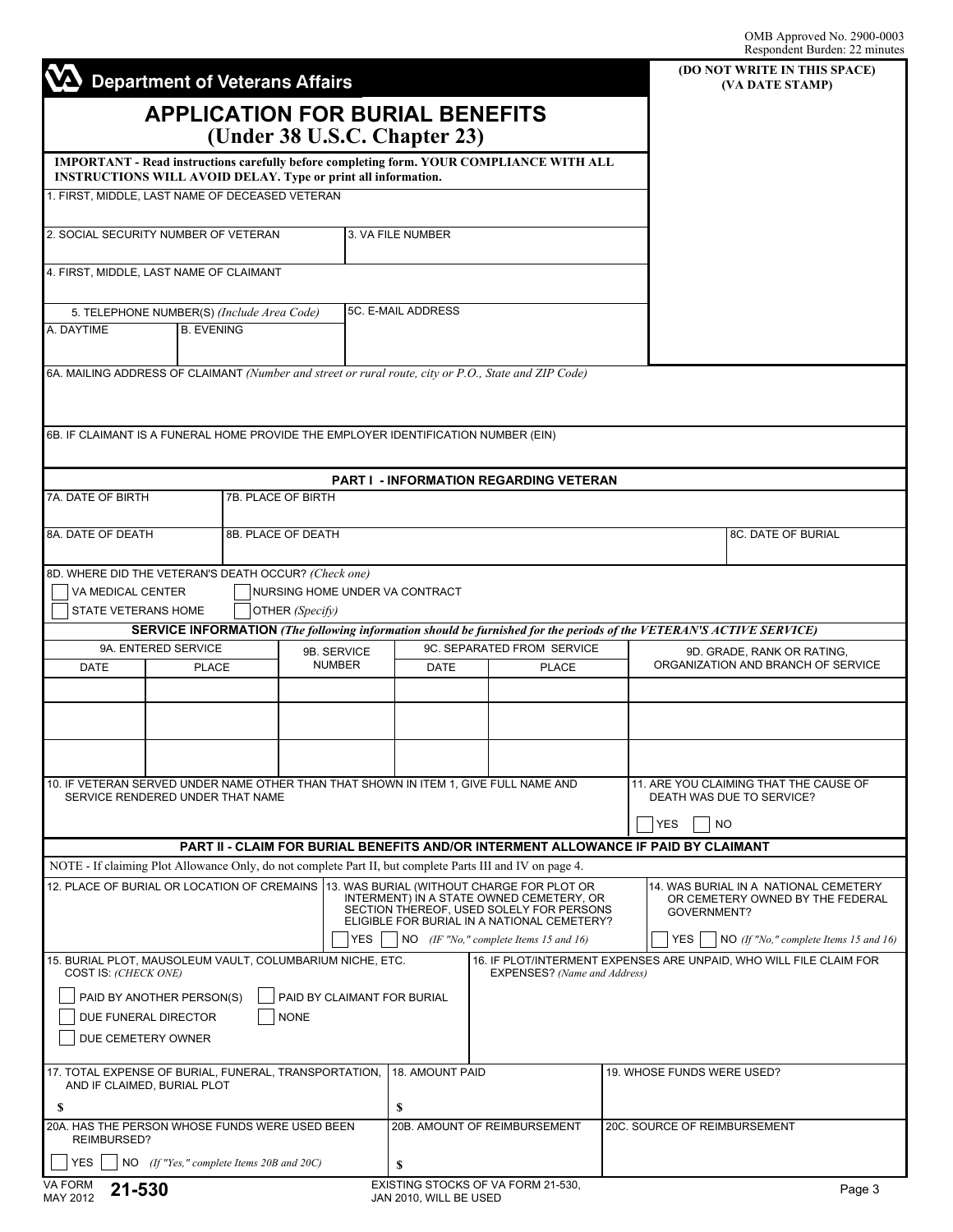OMB Approved No. 2900-0003
Respondent Burden: 22 minutes

**Department of Veterans Affairs**

# APPLICATION FOR BURIAL BENEFITS
## (Under 38 U.S.C. Chapter 23)

(DO NOT WRITE IN THIS SPACE)
(VA DATE STAMP)

**IMPORTANT - Read instructions carefully before completing form. YOUR COMPLIANCE WITH ALL INSTRUCTIONS WILL AVOID DELAY. Type or print all information.**

1. FIRST, MIDDLE, LAST NAME OF DECEASED VETERAN

| 2. SOCIAL SECURITY NUMBER OF VETERAN | 3. VA FILE NUMBER |
|---|---|
| | |

4. FIRST, MIDDLE, LAST NAME OF CLAIMANT

| 5. TELEPHONE NUMBER(S) *(Include Area Code)* | | 5C. E-MAIL ADDRESS |
|---|---|---|
| A. DAYTIME | B. EVENING | |

6A. MAILING ADDRESS OF CLAIMANT *(Number and street or rural route, city or P.O., State and ZIP Code)*

6B. IF CLAIMANT IS A FUNERAL HOME PROVIDE THE EMPLOYER IDENTIFICATION NUMBER (EIN)

## PART I - INFORMATION REGARDING VETERAN

| 7A. DATE OF BIRTH | 7B. PLACE OF BIRTH | |
|---|---|---|
| 8A. DATE OF DEATH | 8B. PLACE OF DEATH | 8C. DATE OF BURIAL |

8D. WHERE DID THE VETERAN'S DEATH OCCUR? *(Check one)*

- ☐ VA MEDICAL CENTER
- ☐ NURSING HOME UNDER VA CONTRACT
- ☐ STATE VETERANS HOME
- ☐ OTHER *(Specify)*

**SERVICE INFORMATION** ***(The following information should be furnished for the periods of the VETERAN'S ACTIVE SERVICE)***

| 9A. ENTERED SERVICE | | 9B. SERVICE NUMBER | 9C. SEPARATED FROM SERVICE | | 9D. GRADE, RANK OR RATING, ORGANIZATION AND BRANCH OF SERVICE |
|---|---|---|---|---|---|
| DATE | PLACE | | DATE | PLACE | |
| | | | | | |
| | | | | | |
| | | | | | |

10. IF VETERAN SERVED UNDER NAME OTHER THAN THAT SHOWN IN ITEM 1, GIVE FULL NAME AND SERVICE RENDERED UNDER THAT NAME

11. ARE YOU CLAIMING THAT THE CAUSE OF DEATH WAS DUE TO SERVICE?
☐ YES ☐ NO

## PART II - CLAIM FOR BURIAL BENEFITS AND/OR INTERMENT ALLOWANCE IF PAID BY CLAIMANT

NOTE - If claiming Plot Allowance Only, do not complete Part II, but complete Parts III and IV on page 4.

12. PLACE OF BURIAL OR LOCATION OF CREMAINS

13. WAS BURIAL (WITHOUT CHARGE FOR PLOT OR INTERMENT) IN A STATE OWNED CEMETERY, OR SECTION THEREOF, USED SOLELY FOR PERSONS ELIGIBLE FOR BURIAL IN A NATIONAL CEMETERY?
☐ YES ☐ NO *(If "No," complete Items 15 and 16)*

14. WAS BURIAL IN A NATIONAL CEMETERY OR CEMETERY OWNED BY THE FEDERAL GOVERNMENT?
☐ YES ☐ NO *(If "No," complete Items 15 and 16)*

15. BURIAL PLOT, MAUSOLEUM VAULT, COLUMBARIUM NICHE, ETC. COST IS: *(CHECK ONE)*

- ☐ PAID BY ANOTHER PERSON(S)
- ☐ PAID BY CLAIMANT FOR BURIAL
- ☐ DUE FUNERAL DIRECTOR
- ☐ NONE
- ☐ DUE CEMETERY OWNER

16. IF PLOT/INTERMENT EXPENSES ARE UNPAID, WHO WILL FILE CLAIM FOR EXPENSES? *(Name and Address)*

| 17. TOTAL EXPENSE OF BURIAL, FUNERAL, TRANSPORTATION, AND IF CLAIMED, BURIAL PLOT | 18. AMOUNT PAID | 19. WHOSE FUNDS WERE USED? |
|---|---|---|
| $ | $ | |

| 20A. HAS THE PERSON WHOSE FUNDS WERE USED BEEN REIMBURSED? | 20B. AMOUNT OF REIMBURSEMENT | 20C. SOURCE OF REIMBURSEMENT |
|---|---|---|
| ☐ YES ☐ NO *(If "Yes," complete Items 20B and 20C)* | $ | |

VA FORM MAY 2012 **21-530** — EXISTING STOCKS OF VA FORM 21-530, JAN 2010, WILL BE USED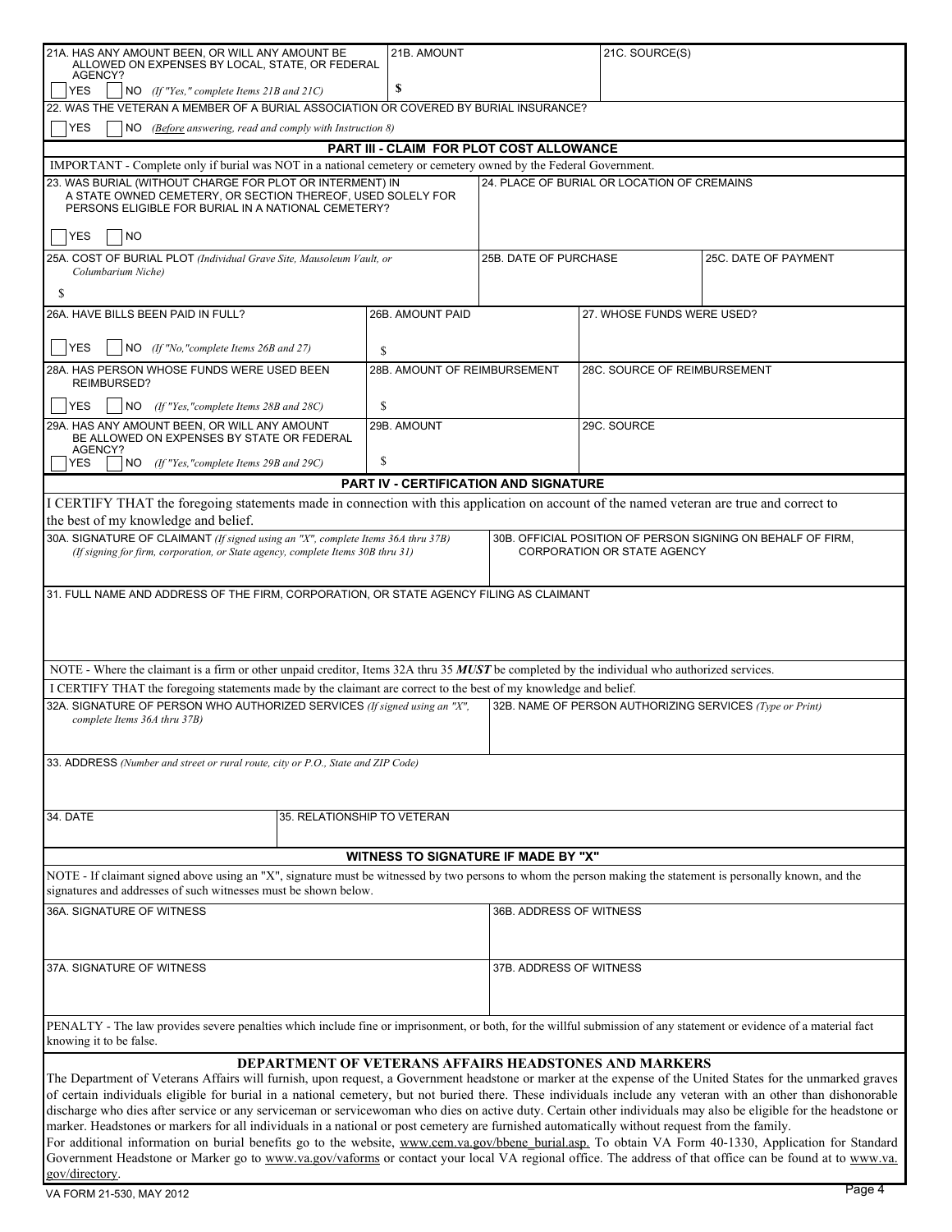21A. HAS ANY AMOUNT BEEN, OR WILL ANY AMOUNT BE ALLOWED ON EXPENSES BY LOCAL, STATE, OR FEDERAL AGENCY?

☐ YES ☐ NO *(If "Yes," complete Items 21B and 21C)*

21B. AMOUNT

$

21C. SOURCE(S)

22. WAS THE VETERAN A MEMBER OF A BURIAL ASSOCIATION OR COVERED BY BURIAL INSURANCE?

☐ YES ☐ NO *(Before answering, read and comply with Instruction 8)*

## PART III - CLAIM FOR PLOT COST ALLOWANCE

IMPORTANT - Complete only if burial was NOT in a national cemetery or cemetery owned by the Federal Government.

23. WAS BURIAL (WITHOUT CHARGE FOR PLOT OR INTERMENT) IN A STATE OWNED CEMETERY, OR SECTION THEREOF, USED SOLELY FOR PERSONS ELIGIBLE FOR BURIAL IN A NATIONAL CEMETERY?

☐ YES ☐ NO

24. PLACE OF BURIAL OR LOCATION OF CREMAINS

25A. COST OF BURIAL PLOT *(Individual Grave Site, Mausoleum Vault, or Columbarium Niche)*

$

25B. DATE OF PURCHASE

25C. DATE OF PAYMENT

26A. HAVE BILLS BEEN PAID IN FULL?

☐ YES ☐ NO *(If "No," complete Items 26B and 27)*

26B. AMOUNT PAID

$

27. WHOSE FUNDS WERE USED?

28A. HAS PERSON WHOSE FUNDS WERE USED BEEN REIMBURSED?

☐ YES ☐ NO *(If "Yes," complete Items 28B and 28C)*

28B. AMOUNT OF REIMBURSEMENT

$

28C. SOURCE OF REIMBURSEMENT

29A. HAS ANY AMOUNT BEEN, OR WILL ANY AMOUNT BE ALLOWED ON EXPENSES BY STATE OR FEDERAL AGENCY?

☐ YES ☐ NO *(If "Yes," complete Items 29B and 29C)*

29B. AMOUNT

$

29C. SOURCE

## PART IV - CERTIFICATION AND SIGNATURE

I CERTIFY THAT the foregoing statements made in connection with this application on account of the named veteran are true and correct to the best of my knowledge and belief.

30A. SIGNATURE OF CLAIMANT *(If signed using an "X", complete Items 36A thru 37B)* *(If signing for firm, corporation, or State agency, complete Items 30B thru 31)*

30B. OFFICIAL POSITION OF PERSON SIGNING ON BEHALF OF FIRM, CORPORATION OR STATE AGENCY

31. FULL NAME AND ADDRESS OF THE FIRM, CORPORATION, OR STATE AGENCY FILING AS CLAIMANT

NOTE - Where the claimant is a firm or other unpaid creditor, Items 32A thru 35 ***MUST*** be completed by the individual who authorized services.

I CERTIFY THAT the foregoing statements made by the claimant are correct to the best of my knowledge and belief.

32A. SIGNATURE OF PERSON WHO AUTHORIZED SERVICES *(If signed using an "X", complete Items 36A thru 37B)*

32B. NAME OF PERSON AUTHORIZING SERVICES *(Type or Print)*

33. ADDRESS *(Number and street or rural route, city or P.O., State and ZIP Code)*

34. DATE

35. RELATIONSHIP TO VETERAN

## WITNESS TO SIGNATURE IF MADE BY "X"

NOTE - If claimant signed above using an "X", signature must be witnessed by two persons to whom the person making the statement is personally known, and the signatures and addresses of such witnesses must be shown below.

| | |
|---|---|
| 36A. SIGNATURE OF WITNESS | 36B. ADDRESS OF WITNESS |
| 37A. SIGNATURE OF WITNESS | 37B. ADDRESS OF WITNESS |

PENALTY - The law provides severe penalties which include fine or imprisonment, or both, for the willful submission of any statement or evidence of a material fact knowing it to be false.

## DEPARTMENT OF VETERANS AFFAIRS HEADSTONES AND MARKERS

The Department of Veterans Affairs will furnish, upon request, a Government headstone or marker at the expense of the United States for the unmarked graves of certain individuals eligible for burial in a national cemetery, but not buried there. These individuals include any veteran with an other than dishonorable discharge who dies after service or any serviceman or servicewoman who dies on active duty. Certain other individuals may also be eligible for the headstone or marker. Headstones or markers for all individuals in a national or post cemetery are furnished automatically without request from the family.

For additional information on burial benefits go to the website, www.cem.va.gov/bbene_burial.asp. To obtain VA Form 40-1330, Application for Standard Government Headstone or Marker go to www.va.gov/vaforms or contact your local VA regional office. The address of that office can be found at to www.va.gov/directory.

VA FORM 21-530, MAY 2012